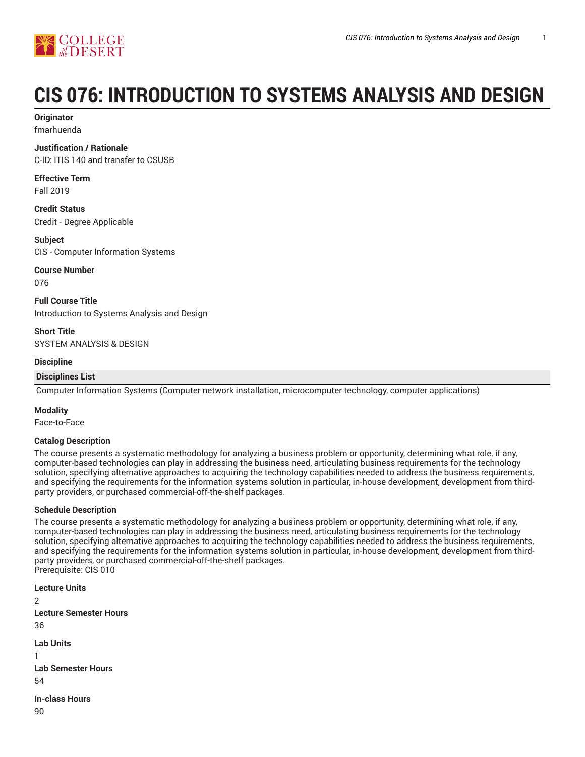# CIS 076: INTRODUCTION TO SYSTEMS ANALYSIS AND DESIGN

**Originator**
fmarhuenda

**Justification / Rationale**
C-ID: ITIS 140 and transfer to CSUSB

**Effective Term**
Fall 2019

**Credit Status**
Credit - Degree Applicable

**Subject**
CIS - Computer Information Systems

**Course Number**
076

**Full Course Title**
Introduction to Systems Analysis and Design

**Short Title**
SYSTEM ANALYSIS & DESIGN

**Discipline**

| Disciplines List |
| --- |
| Computer Information Systems (Computer network installation, microcomputer technology, computer applications) |

**Modality**
Face-to-Face

**Catalog Description**
The course presents a systematic methodology for analyzing a business problem or opportunity, determining what role, if any, computer-based technologies can play in addressing the business need, articulating business requirements for the technology solution, specifying alternative approaches to acquiring the technology capabilities needed to address the business requirements, and specifying the requirements for the information systems solution in particular, in-house development, development from third-party providers, or purchased commercial-off-the-shelf packages.

**Schedule Description**
The course presents a systematic methodology for analyzing a business problem or opportunity, determining what role, if any, computer-based technologies can play in addressing the business need, articulating business requirements for the technology solution, specifying alternative approaches to acquiring the technology capabilities needed to address the business requirements, and specifying the requirements for the information systems solution in particular, in-house development, development from third-party providers, or purchased commercial-off-the-shelf packages.
Prerequisite: CIS 010

**Lecture Units**
2

**Lecture Semester Hours**
36

**Lab Units**
1

**Lab Semester Hours**
54

**In-class Hours**
90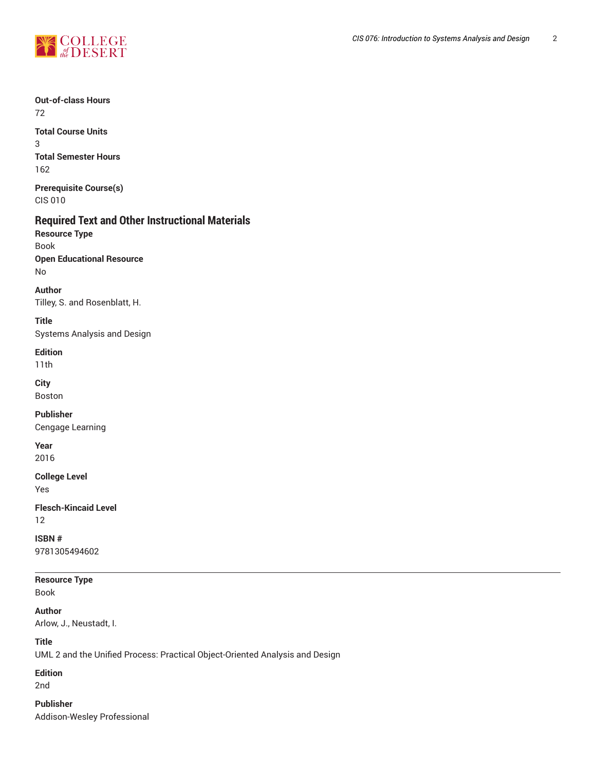**Out-of-class Hours**
72

**Total Course Units**
3

**Total Semester Hours**
162

**Prerequisite Course(s)**
CIS 010

## Required Text and Other Instructional Materials

**Resource Type**
Book

**Open Educational Resource**
No

**Author**
Tilley, S. and Rosenblatt, H.

**Title**
Systems Analysis and Design

**Edition**
11th

**City**
Boston

**Publisher**
Cengage Learning

**Year**
2016

**College Level**
Yes

**Flesch-Kincaid Level**
12

**ISBN #**
9781305494602

---

**Resource Type**
Book

**Author**
Arlow, J., Neustadt, I.

**Title**
UML 2 and the Unified Process: Practical Object-Oriented Analysis and Design

**Edition**
2nd

**Publisher**
Addison-Wesley Professional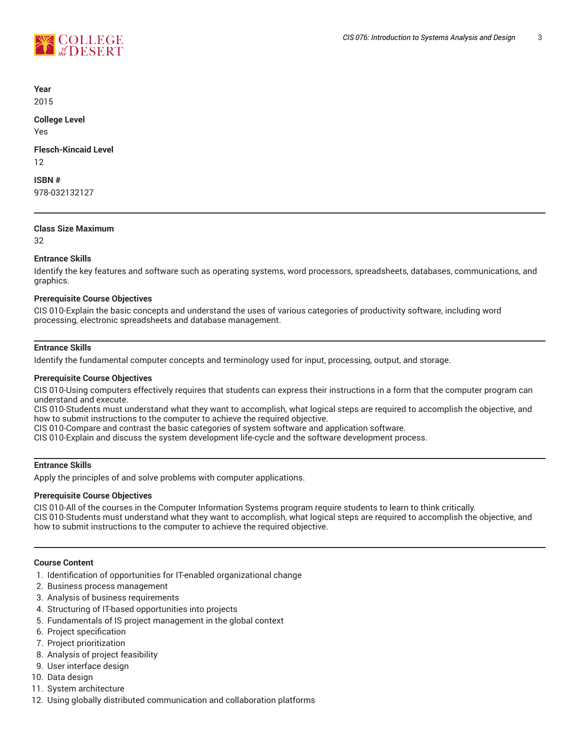**Year**
2015

**College Level**
Yes

**Flesch-Kincaid Level**
12

**ISBN #**
978-032132127

---

**Class Size Maximum**
32

**Entrance Skills**
Identify the key features and software such as operating systems, word processors, spreadsheets, databases, communications, and graphics.

**Prerequisite Course Objectives**
CIS 010-Explain the basic concepts and understand the uses of various categories of productivity software, including word processing, electronic spreadsheets and database management.

---

**Entrance Skills**
Identify the fundamental computer concepts and terminology used for input, processing, output, and storage.

**Prerequisite Course Objectives**
CIS 010-Using computers effectively requires that students can express their instructions in a form that the computer program can understand and execute.
CIS 010-Students must understand what they want to accomplish, what logical steps are required to accomplish the objective, and how to submit instructions to the computer to achieve the required objective.
CIS 010-Compare and contrast the basic categories of system software and application software.
CIS 010-Explain and discuss the system development life-cycle and the software development process.

---

**Entrance Skills**
Apply the principles of and solve problems with computer applications.

**Prerequisite Course Objectives**
CIS 010-All of the courses in the Computer Information Systems program require students to learn to think critically.
CIS 010-Students must understand what they want to accomplish, what logical steps are required to accomplish the objective, and how to submit instructions to the computer to achieve the required objective.

---

**Course Content**

1. Identification of opportunities for IT-enabled organizational change
2. Business process management
3. Analysis of business requirements
4. Structuring of IT-based opportunities into projects
5. Fundamentals of IS project management in the global context
6. Project specification
7. Project prioritization
8. Analysis of project feasibility
9. User interface design
10. Data design
11. System architecture
12. Using globally distributed communication and collaboration platforms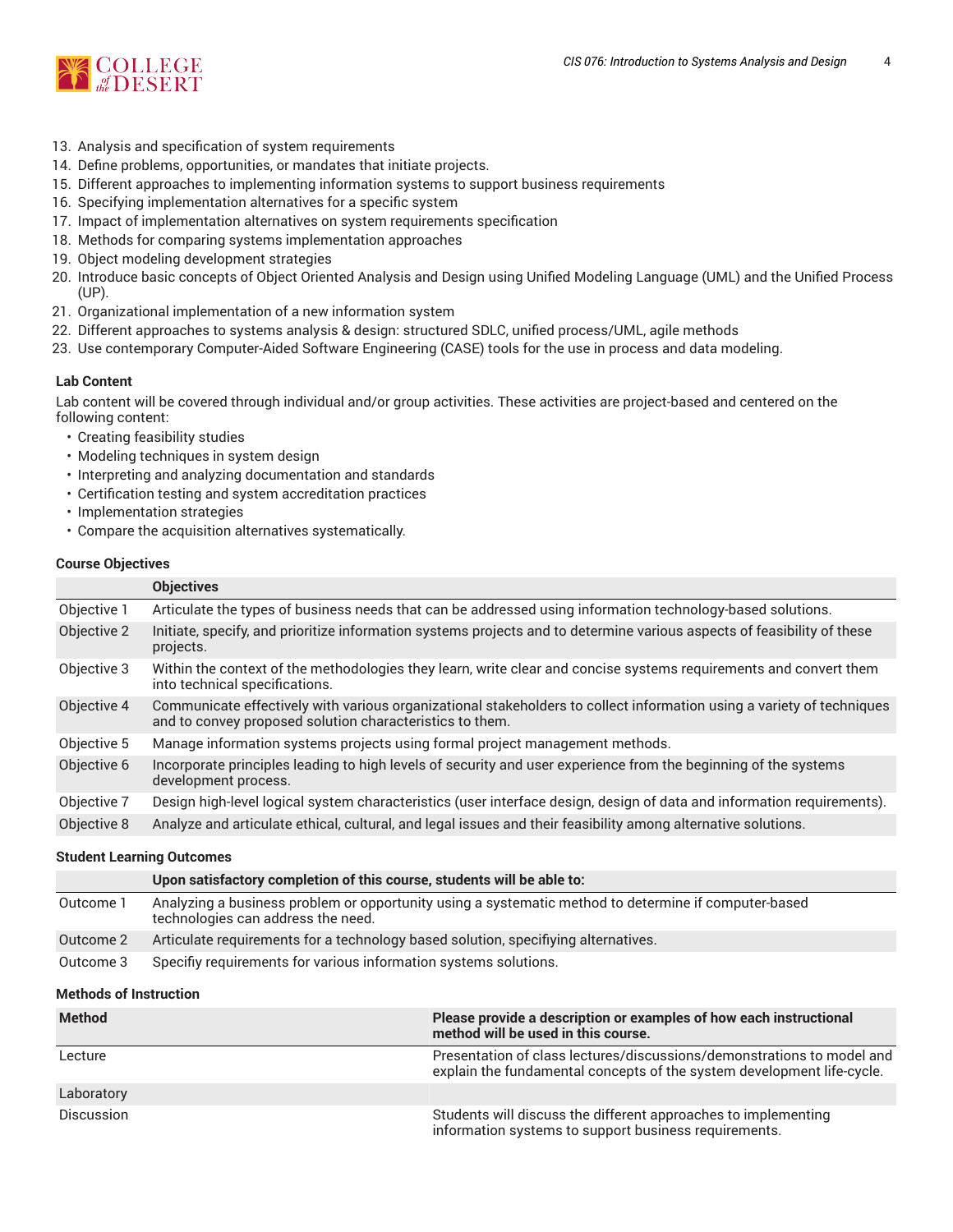13. Analysis and specification of system requirements
14. Define problems, opportunities, or mandates that initiate projects.
15. Different approaches to implementing information systems to support business requirements
16. Specifying implementation alternatives for a specific system
17. Impact of implementation alternatives on system requirements specification
18. Methods for comparing systems implementation approaches
19. Object modeling development strategies
20. Introduce basic concepts of Object Oriented Analysis and Design using Unified Modeling Language (UML) and the Unified Process (UP).
21. Organizational implementation of a new information system
22. Different approaches to systems analysis & design: structured SDLC, unified process/UML, agile methods
23. Use contemporary Computer-Aided Software Engineering (CASE) tools for the use in process and data modeling.

#### Lab Content

Lab content will be covered through individual and/or group activities. These activities are project-based and centered on the following content:

- Creating feasibility studies
- Modeling techniques in system design
- Interpreting and analyzing documentation and standards
- Certification testing and system accreditation practices
- Implementation strategies
- Compare the acquisition alternatives systematically.

#### Course Objectives

| | Objectives |
|---|---|
| Objective 1 | Articulate the types of business needs that can be addressed using information technology-based solutions. |
| Objective 2 | Initiate, specify, and prioritize information systems projects and to determine various aspects of feasibility of these projects. |
| Objective 3 | Within the context of the methodologies they learn, write clear and concise systems requirements and convert them into technical specifications. |
| Objective 4 | Communicate effectively with various organizational stakeholders to collect information using a variety of techniques and to convey proposed solution characteristics to them. |
| Objective 5 | Manage information systems projects using formal project management methods. |
| Objective 6 | Incorporate principles leading to high levels of security and user experience from the beginning of the systems development process. |
| Objective 7 | Design high-level logical system characteristics (user interface design, design of data and information requirements). |
| Objective 8 | Analyze and articulate ethical, cultural, and legal issues and their feasibility among alternative solutions. |

#### Student Learning Outcomes

| | Upon satisfactory completion of this course, students will be able to: |
|---|---|
| Outcome 1 | Analyzing a business problem or opportunity using a systematic method to determine if computer-based technologies can address the need. |
| Outcome 2 | Articulate requirements for a technology based solution, specifiying alternatives. |
| Outcome 3 | Specifiy requirements for various information systems solutions. |

#### Methods of Instruction

| Method | Please provide a description or examples of how each instructional method will be used in this course. |
|---|---|
| Lecture | Presentation of class lectures/discussions/demonstrations to model and explain the fundamental concepts of the system development life-cycle. |
| Laboratory | |
| Discussion | Students will discuss the different approaches to implementing information systems to support business requirements. |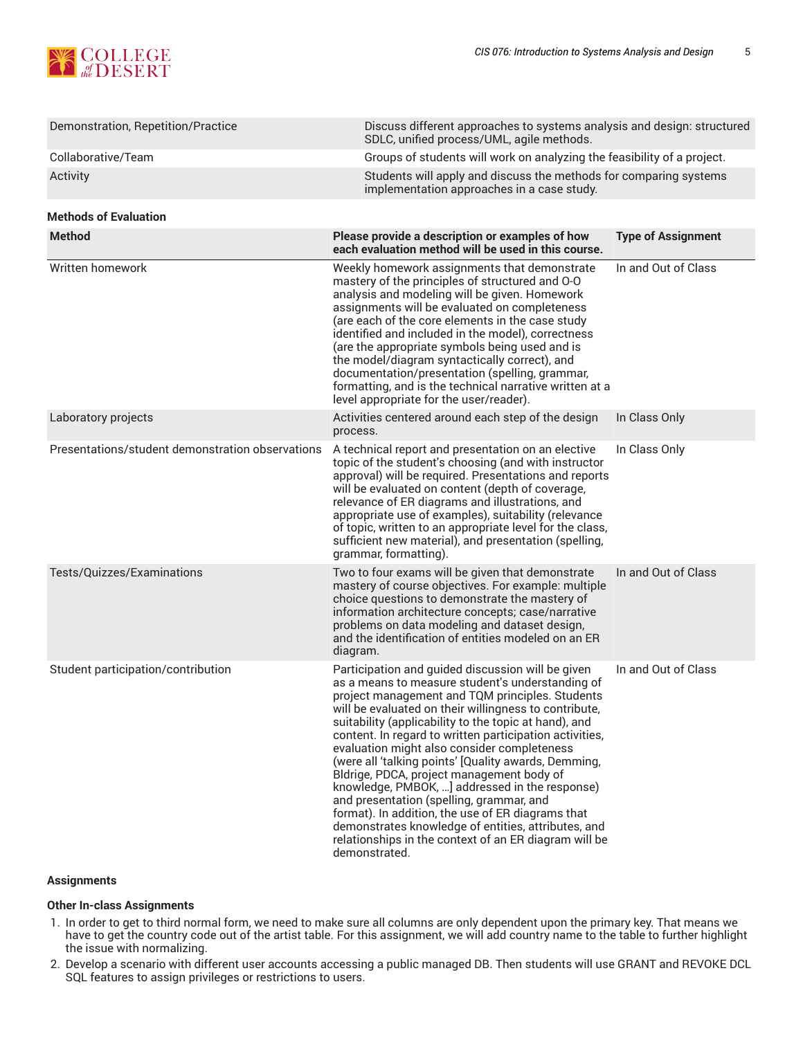| | |
|---|---|
| Demonstration, Repetition/Practice | Discuss different approaches to systems analysis and design: structured SDLC, unified process/UML, agile methods. |
| Collaborative/Team | Groups of students will work on analyzing the feasibility of a project. |
| Activity | Students will apply and discuss the methods for comparing systems implementation approaches in a case study. |

**Methods of Evaluation**

| Method | Please provide a description or examples of how each evaluation method will be used in this course. | Type of Assignment |
|---|---|---|
| Written homework | Weekly homework assignments that demonstrate mastery of the principles of structured and O-O analysis and modeling will be given. Homework assignments will be evaluated on completeness (are each of the core elements in the case study identified and included in the model), correctness (are the appropriate symbols being used and is the model/diagram syntactically correct), and documentation/presentation (spelling, grammar, formatting, and is the technical narrative written at a level appropriate for the user/reader). | In and Out of Class |
| Laboratory projects | Activities centered around each step of the design process. | In Class Only |
| Presentations/student demonstration observations | A technical report and presentation on an elective topic of the student's choosing (and with instructor approval) will be required. Presentations and reports will be evaluated on content (depth of coverage, relevance of ER diagrams and illustrations, and appropriate use of examples), suitability (relevance of topic, written to an appropriate level for the class, sufficient new material), and presentation (spelling, grammar, formatting). | In Class Only |
| Tests/Quizzes/Examinations | Two to four exams will be given that demonstrate mastery of course objectives. For example: multiple choice questions to demonstrate the mastery of information architecture concepts; case/narrative problems on data modeling and dataset design, and the identification of entities modeled on an ER diagram. | In and Out of Class |
| Student participation/contribution | Participation and guided discussion will be given as a means to measure student's understanding of project management and TQM principles. Students will be evaluated on their willingness to contribute, suitability (applicability to the topic at hand), and content. In regard to written participation activities, evaluation might also consider completeness (were all 'talking points' [Quality awards, Demming, Bldrige, PDCA, project management body of knowledge, PMBOK, ...] addressed in the response) and presentation (spelling, grammar, and format). In addition, the use of ER diagrams that demonstrates knowledge of entities, attributes, and relationships in the context of an ER diagram will be demonstrated. | In and Out of Class |

**Assignments**

**Other In-class Assignments**

1. In order to get to third normal form, we need to make sure all columns are only dependent upon the primary key. That means we have to get the country code out of the artist table. For this assignment, we will add country name to the table to further highlight the issue with normalizing.
2. Develop a scenario with different user accounts accessing a public managed DB. Then students will use GRANT and REVOKE DCL SQL features to assign privileges or restrictions to users.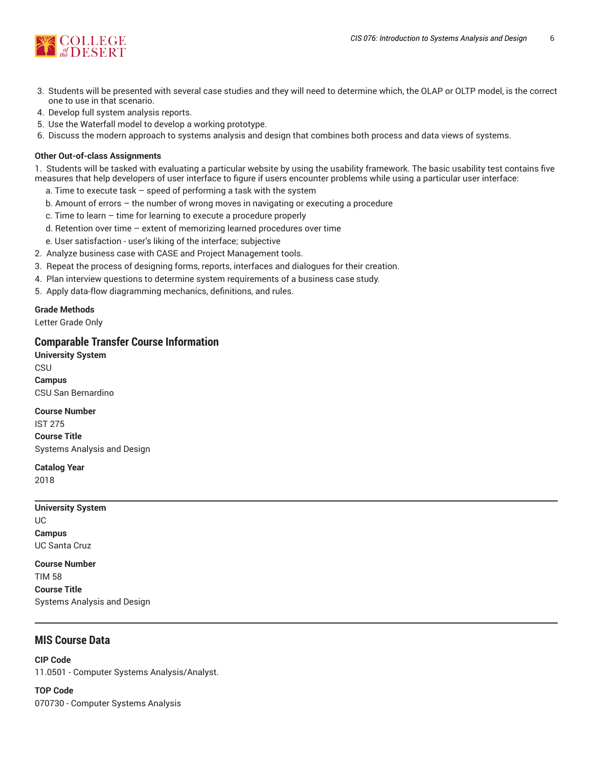3. Students will be presented with several case studies and they will need to determine which, the OLAP or OLTP model, is the correct one to use in that scenario.
4. Develop full system analysis reports.
5. Use the Waterfall model to develop a working prototype.
6. Discuss the modern approach to systems analysis and design that combines both process and data views of systems.

**Other Out-of-class Assignments**

1. Students will be tasked with evaluating a particular website by using the usability framework. The basic usability test contains five measures that help developers of user interface to figure if users encounter problems while using a particular user interface:
   a. Time to execute task – speed of performing a task with the system
   b. Amount of errors – the number of wrong moves in navigating or executing a procedure
   c. Time to learn – time for learning to execute a procedure properly
   d. Retention over time – extent of memorizing learned procedures over time
   e. User satisfaction - user's liking of the interface; subjective
2. Analyze business case with CASE and Project Management tools.
3. Repeat the process of designing forms, reports, interfaces and dialogues for their creation.
4. Plan interview questions to determine system requirements of a business case study.
5. Apply data-flow diagramming mechanics, definitions, and rules.

**Grade Methods**

Letter Grade Only

## Comparable Transfer Course Information

**University System**
CSU
**Campus**
CSU San Bernardino

**Course Number**
IST 275
**Course Title**
Systems Analysis and Design

**Catalog Year**
2018

---

**University System**
UC
**Campus**
UC Santa Cruz

**Course Number**
TIM 58
**Course Title**
Systems Analysis and Design

---

## MIS Course Data

**CIP Code**
11.0501 - Computer Systems Analysis/Analyst.

**TOP Code**
070730 - Computer Systems Analysis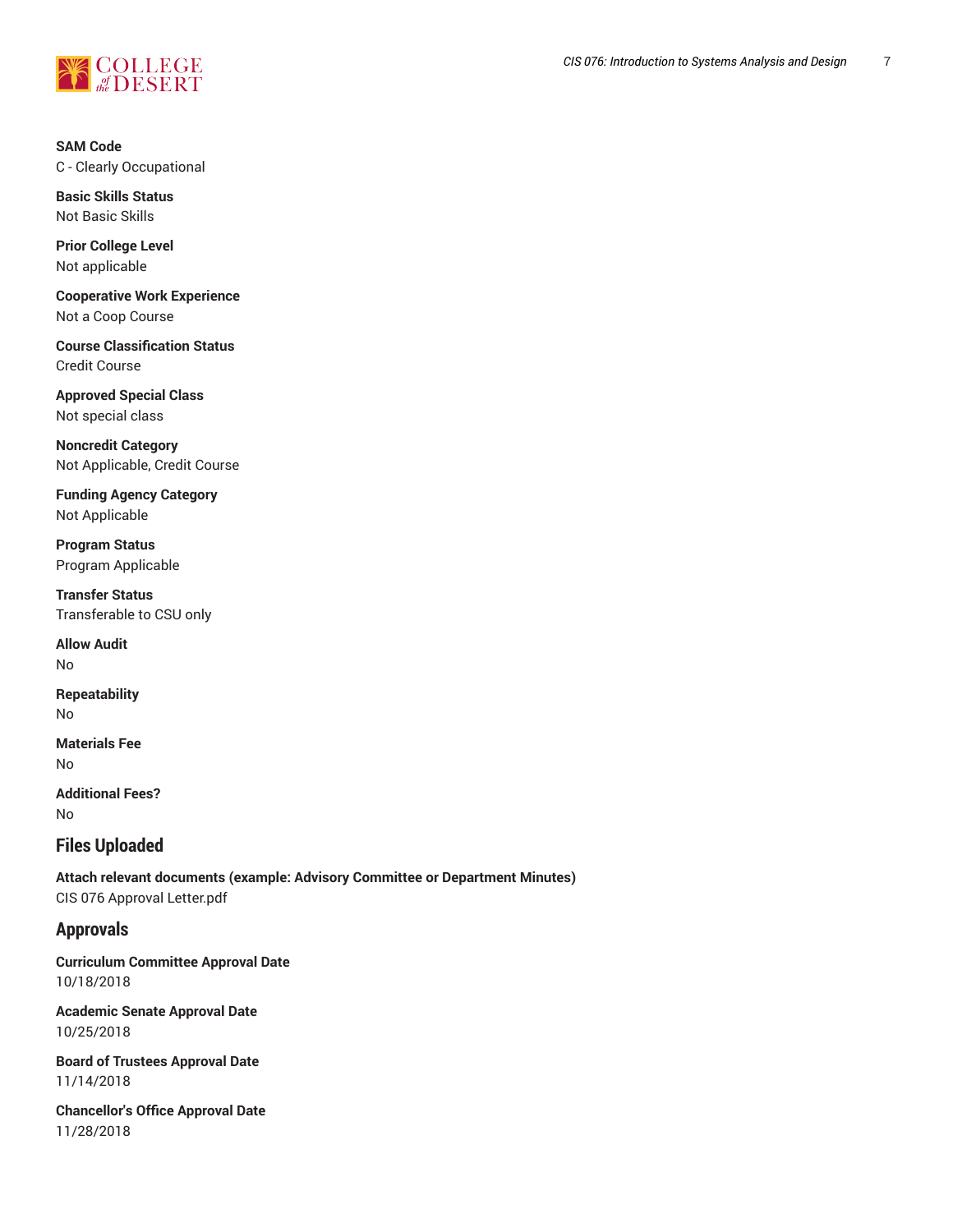**SAM Code**
C - Clearly Occupational

**Basic Skills Status**
Not Basic Skills

**Prior College Level**
Not applicable

**Cooperative Work Experience**
Not a Coop Course

**Course Classification Status**
Credit Course

**Approved Special Class**
Not special class

**Noncredit Category**
Not Applicable, Credit Course

**Funding Agency Category**
Not Applicable

**Program Status**
Program Applicable

**Transfer Status**
Transferable to CSU only

**Allow Audit**
No

**Repeatability**
No

**Materials Fee**
No

**Additional Fees?**
No

## Files Uploaded

**Attach relevant documents (example: Advisory Committee or Department Minutes)**
CIS 076 Approval Letter.pdf

## Approvals

**Curriculum Committee Approval Date**
10/18/2018

**Academic Senate Approval Date**
10/25/2018

**Board of Trustees Approval Date**
11/14/2018

**Chancellor's Office Approval Date**
11/28/2018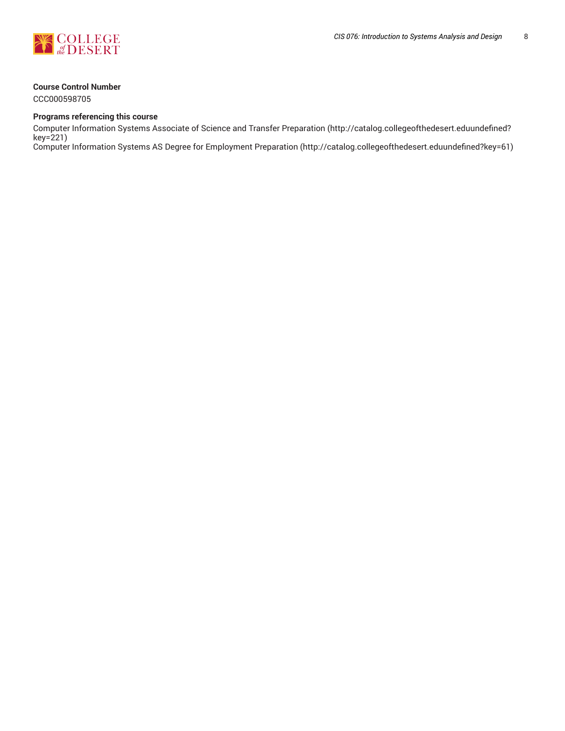**Course Control Number**

CCC000598705

**Programs referencing this course**

Computer Information Systems Associate of Science and Transfer Preparation (http://catalog.collegeofthedesert.eduundefined?key=221)
Computer Information Systems AS Degree for Employment Preparation (http://catalog.collegeofthedesert.eduundefined?key=61)